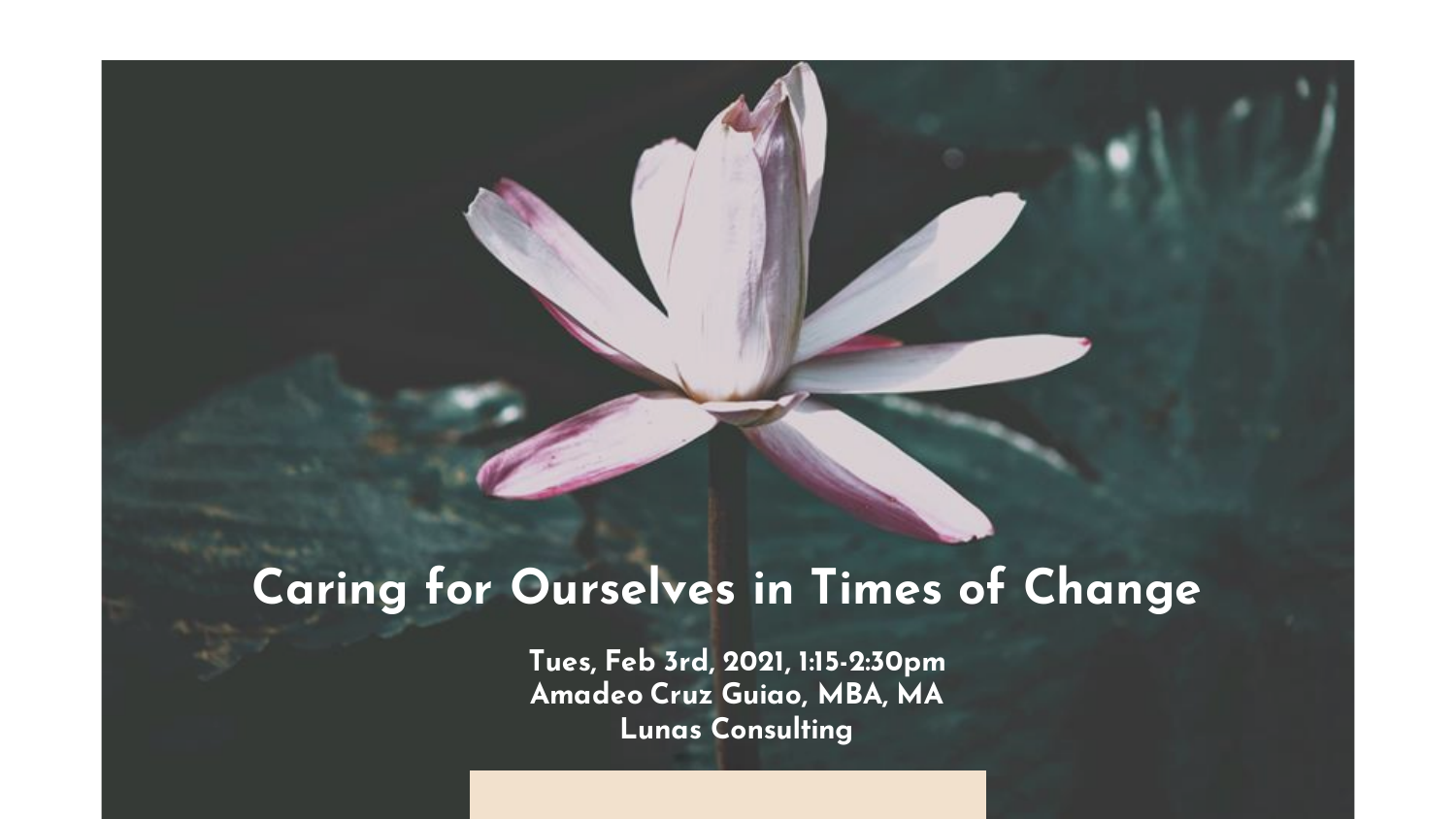# Caring for Ourselves in Times of Change

**Tues, Feb 3rd, 2021, 1:15-2:30pm**
**Amadeo Cruz Guiao, MBA, MA**
**Lunas Consulting**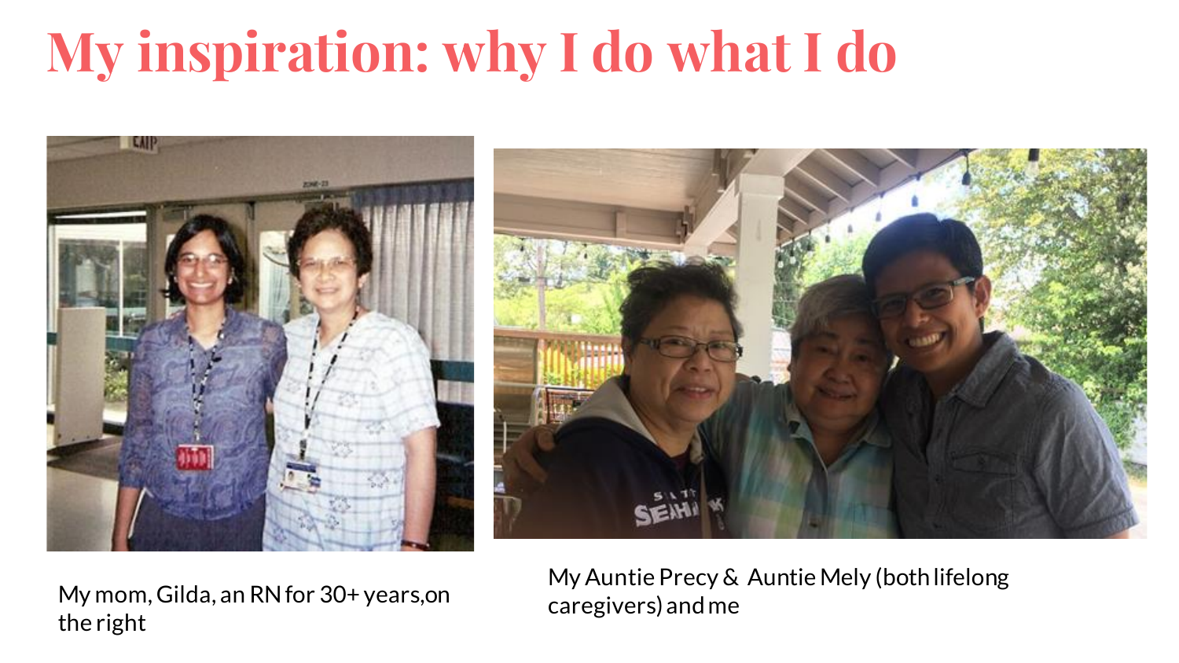# My inspiration: why I do what I do

My mom, Gilda, an RN for 30+ years,on the right

My Auntie Precy & Auntie Mely (both lifelong caregivers) and me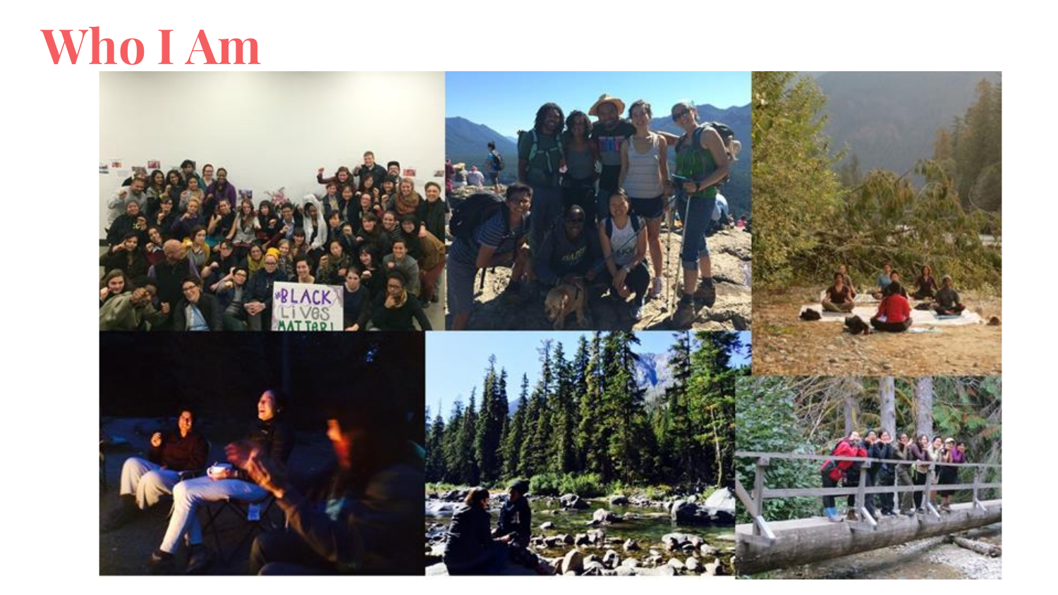# Who I Am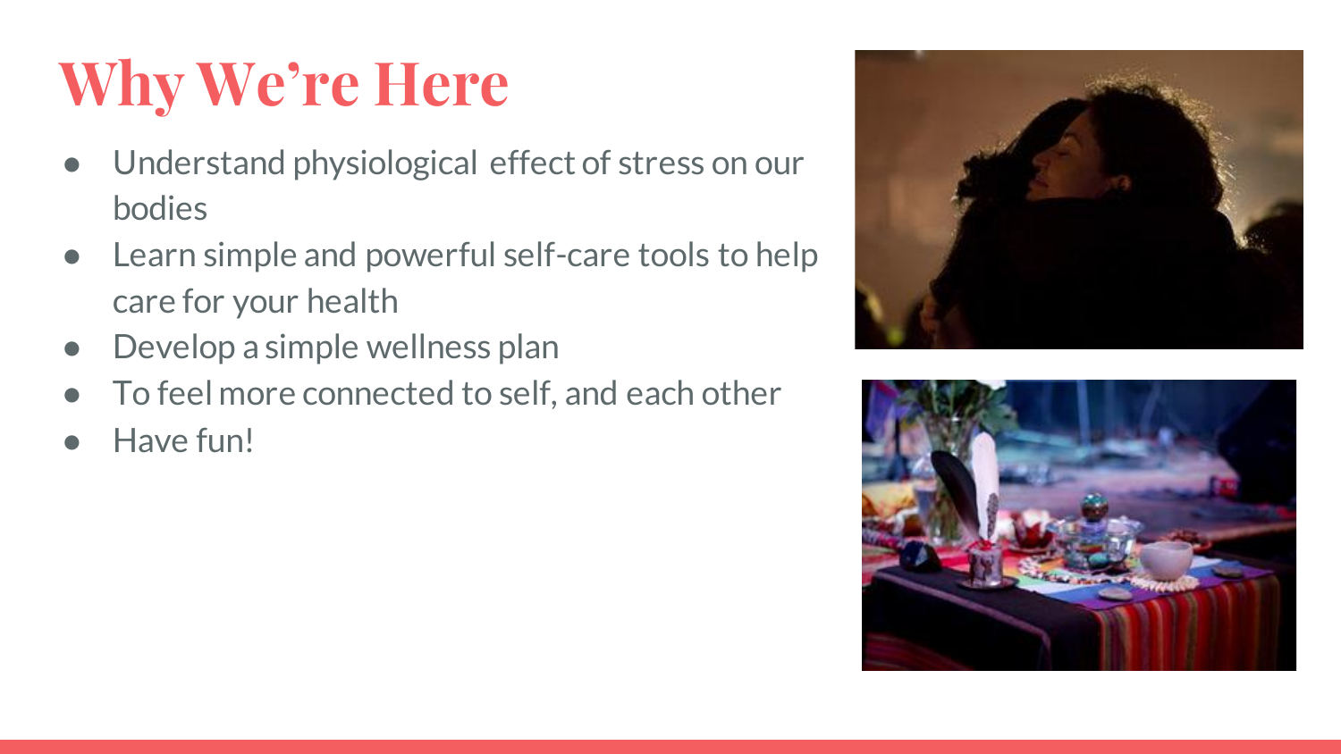# Why We're Here

- Understand physiological effect of stress on our bodies
- Learn simple and powerful self-care tools to help care for your health
- Develop a simple wellness plan
- To feel more connected to self, and each other
- Have fun!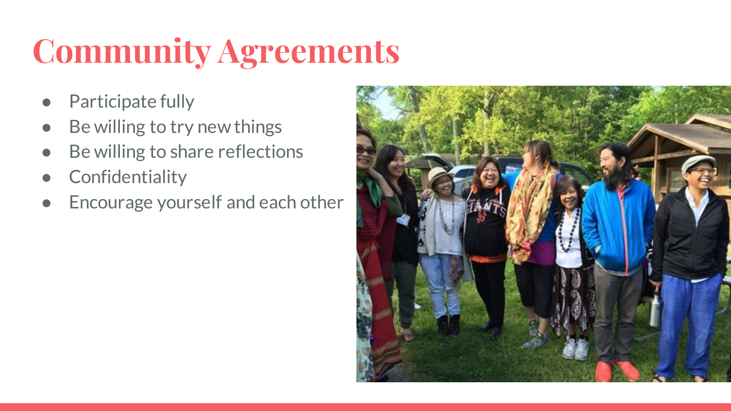# Community Agreements

- Participate fully
- Be willing to try new things
- Be willing to share reflections
- Confidentiality
- Encourage yourself and each other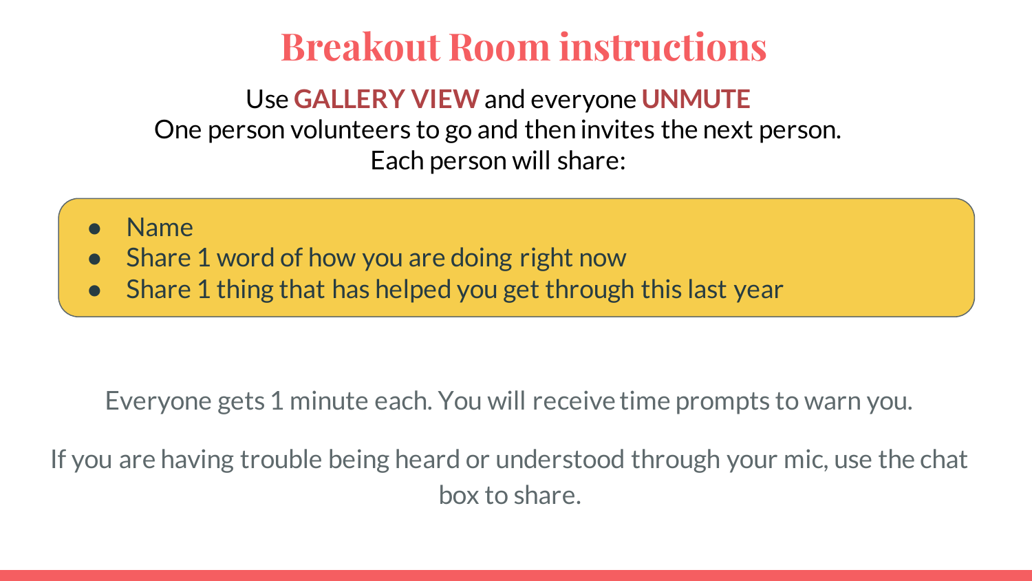# Breakout Room instructions

Use **GALLERY VIEW** and everyone **UNMUTE**
One person volunteers to go and then invites the next person.
Each person will share:

- Name
- Share 1 word of how you are doing right now
- Share 1 thing that has helped you get through this last year

Everyone gets 1 minute each. You will receive time prompts to warn you.

If you are having trouble being heard or understood through your mic, use the chat box to share.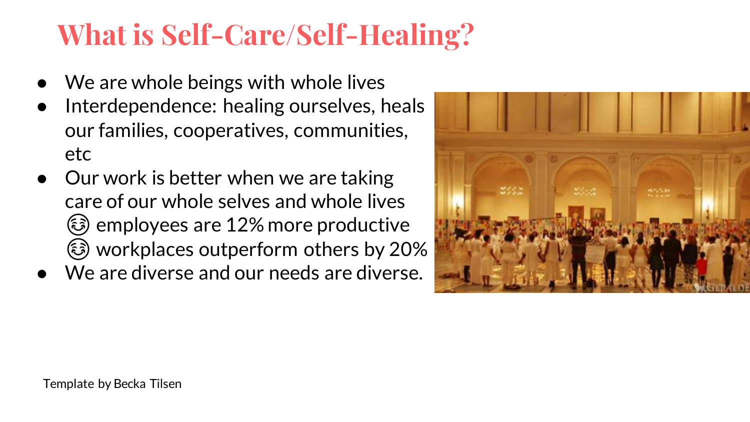# What is Self-Care/Self-Healing?

- We are whole beings with whole lives
- Interdependence: healing ourselves, heals our families, cooperatives, communities, etc
- Our work is better when we are taking care of our whole selves and whole lives
  😊 employees are 12% more productive
  😊 workplaces outperform others by 20%
- We are diverse and our needs are diverse.

Template by Becka Tilsen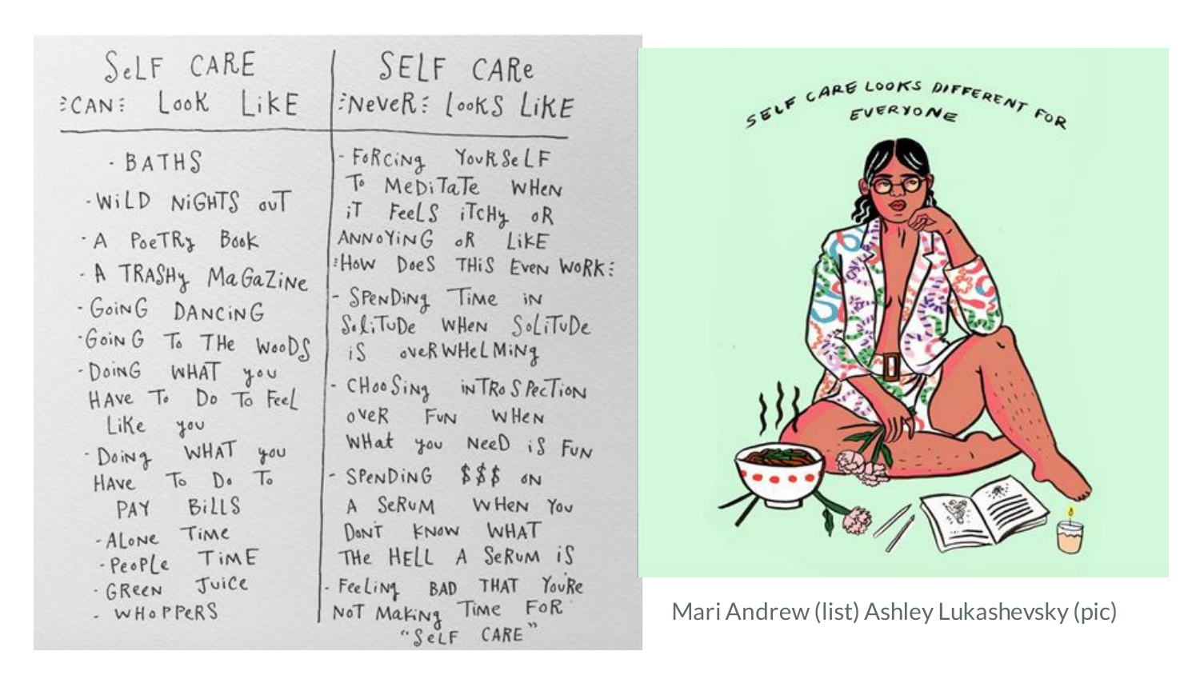| SELF CARE :CAN: LOOK LIKE | SELF CARE :NEVER: LOOKS LIKE |
| --- | --- |
| - BATHS<br>- WILD NIGHTS OUT<br>- A POETRY BOOK<br>- A TRASHY MAGAZINE<br>- GOING DANCING<br>- GOING TO THE WOODS<br>- DOING WHAT YOU HAVE TO DO TO FEEL LIKE YOU<br>- DOING WHAT YOU HAVE TO DO TO PAY BILLS<br>- ALONE TIME<br>- PEOPLE TIME<br>- GREEN JUICE<br>- WHOPPERS | - FORCING YOURSELF TO MEDITATE WHEN IT FEELS ITCHY OR ANNOYING OR LIKE :HOW DOES THIS EVEN WORK:<br>- SPENDING TIME IN SOLITUDE WHEN SOLITUDE IS OVERWHELMING<br>- CHOOSING INTROSPECTION OVER FUN WHEN WHAT YOU NEED IS FUN<br>- SPENDING $$$ ON A SERUM WHEN YOU DON'T KNOW WHAT THE HELL A SERUM IS<br>- FEELING BAD THAT YOU'RE NOT MAKING TIME FOR "SELF CARE" |

SELF CARE LOOKS DIFFERENT FOR EVERYONE

Mari Andrew (list) Ashley Lukashevsky (pic)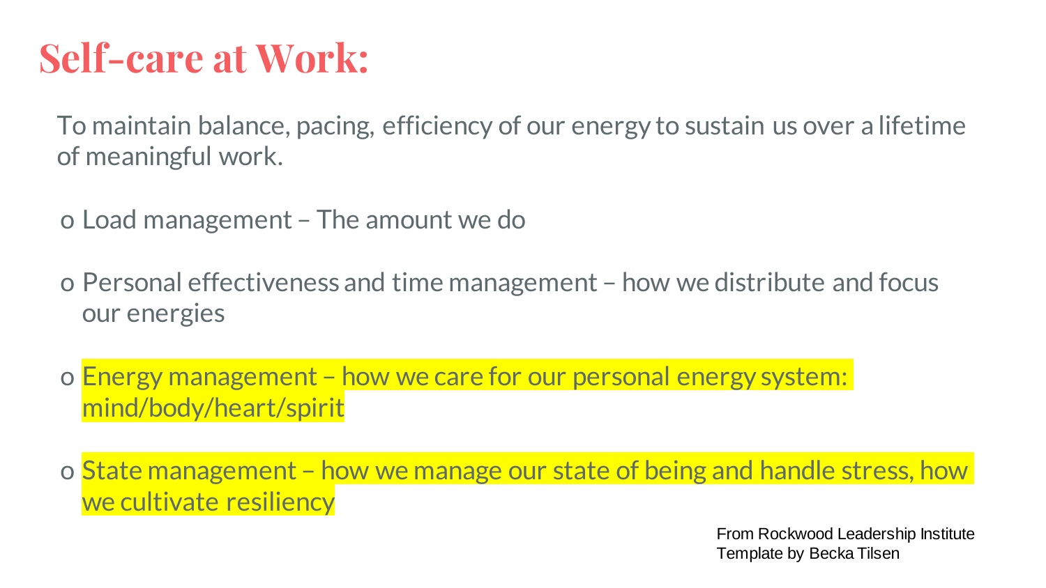# Self-care at Work:

To maintain balance, pacing, efficiency of our energy to sustain us over a lifetime of meaningful work.

- Load management – The amount we do
- Personal effectiveness and time management – how we distribute and focus our energies
- Energy management – how we care for our personal energy system: mind/body/heart/spirit
- State management – how we manage our state of being and handle stress, how we cultivate resiliency

From Rockwood Leadership Institute
Template by Becka Tilsen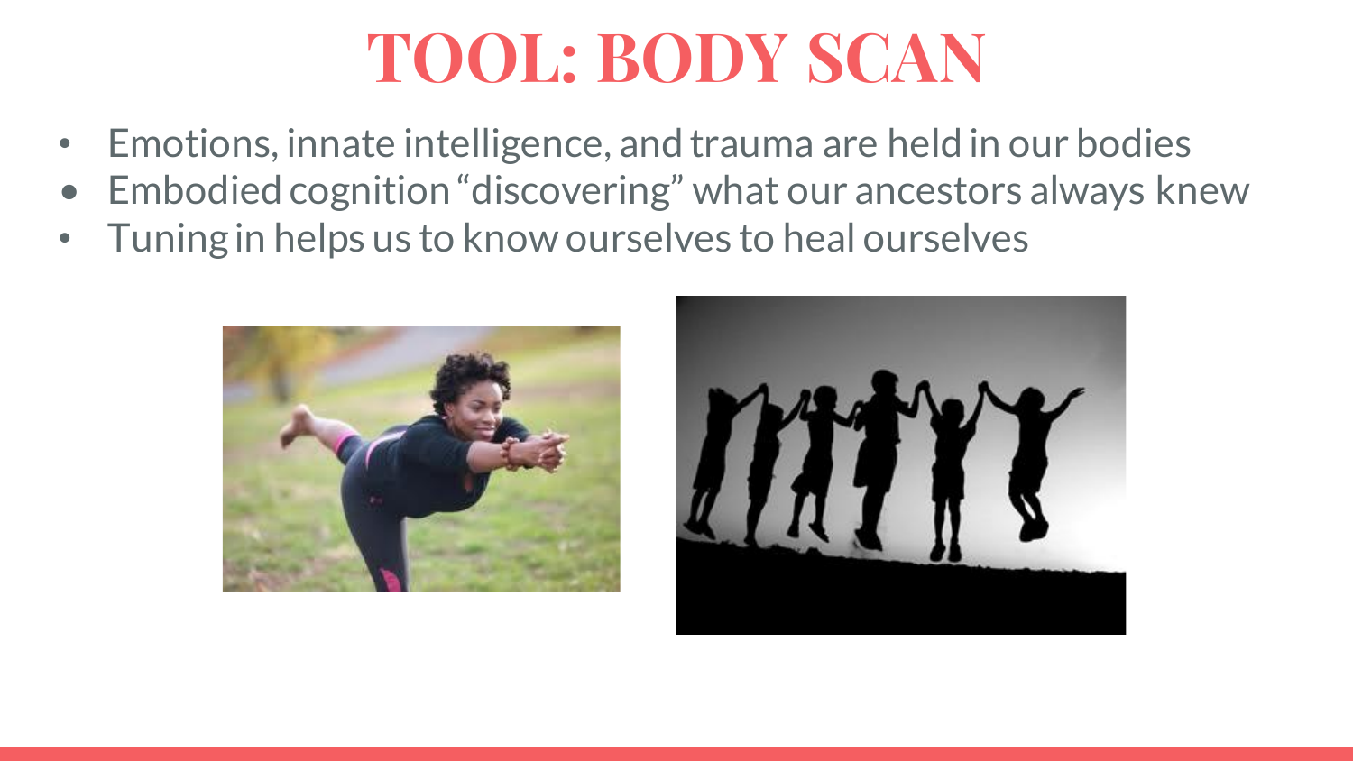# TOOL: BODY SCAN

- Emotions, innate intelligence, and trauma are held in our bodies
- Embodied cognition "discovering" what our ancestors always knew
- Tuning in helps us to know ourselves to heal ourselves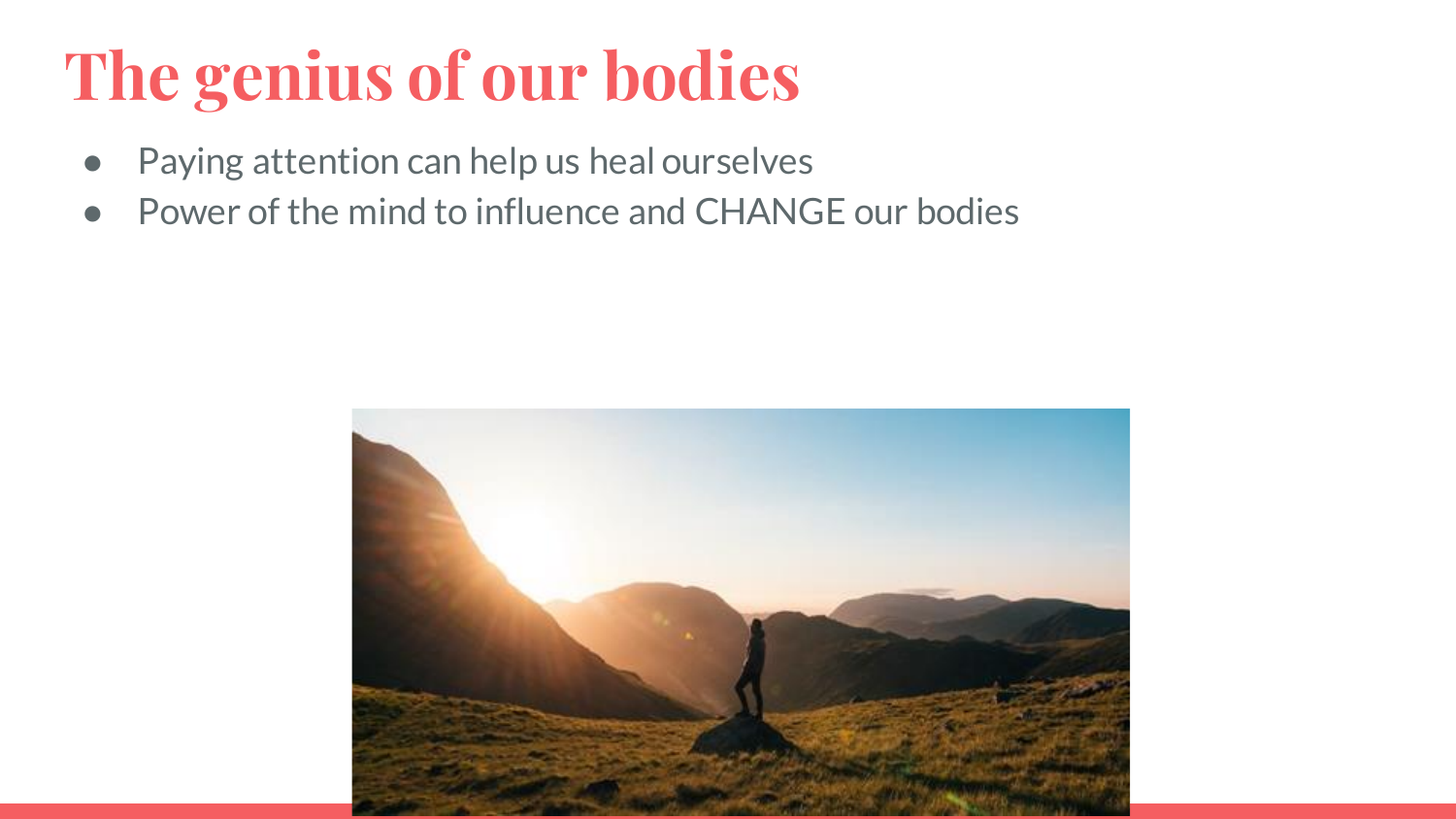# The genius of our bodies

- Paying attention can help us heal ourselves
- Power of the mind to influence and CHANGE our bodies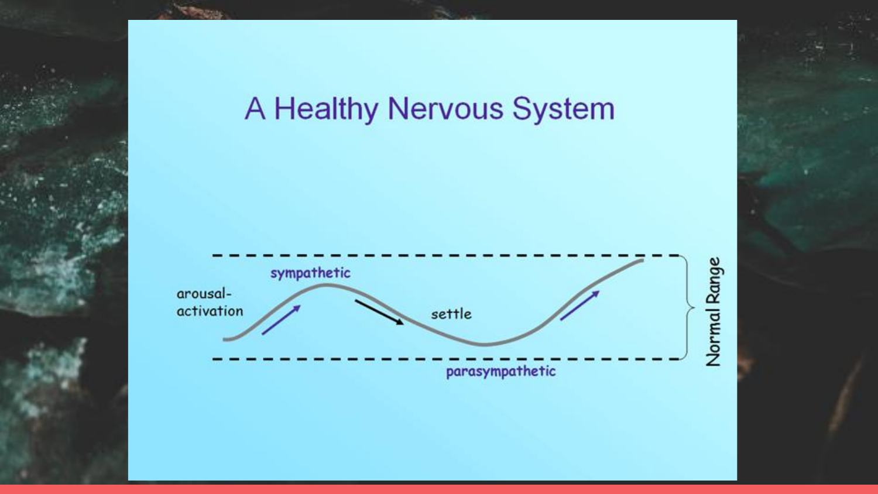# A Healthy Nervous System

arousal-activation

sympathetic

settle

parasympathetic

Normal Range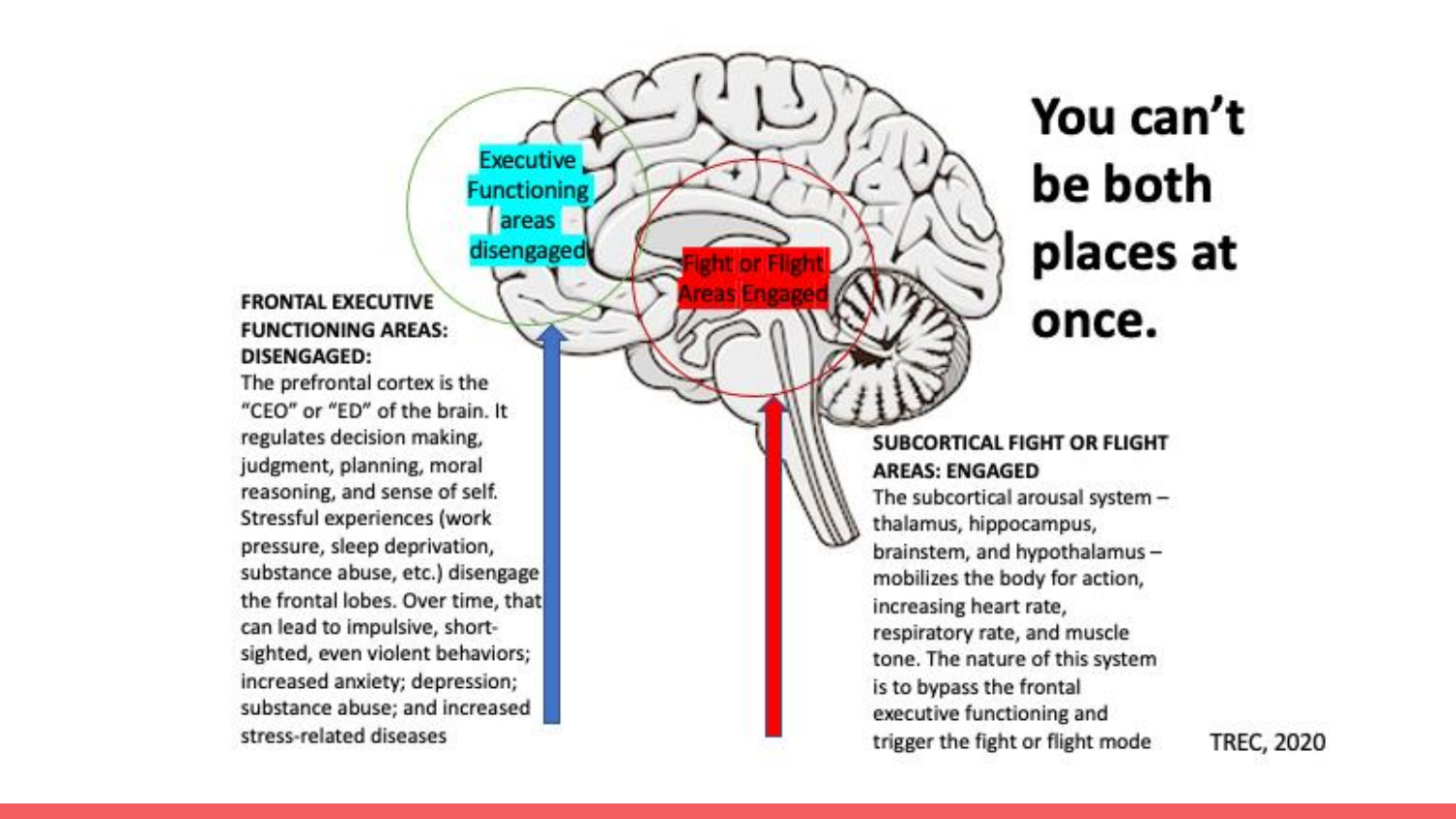# You can't be both places at once.

Executive Functioning areas disengaged

Fight or Flight Areas Engaged

**FRONTAL EXECUTIVE FUNCTIONING AREAS: DISENGAGED:**

The prefrontal cortex is the "CEO" or "ED" of the brain. It regulates decision making, judgment, planning, moral reasoning, and sense of self. Stressful experiences (work pressure, sleep deprivation, substance abuse, etc.) disengage the frontal lobes. Over time, that can lead to impulsive, short-sighted, even violent behaviors; increased anxiety; depression; substance abuse; and increased stress-related diseases

**SUBCORTICAL FIGHT OR FLIGHT AREAS: ENGAGED**

The subcortical arousal system – thalamus, hippocampus, brainstem, and hypothalamus – mobilizes the body for action, increasing heart rate, respiratory rate, and muscle tone. The nature of this system is to bypass the frontal executive functioning and trigger the fight or flight mode

TREC, 2020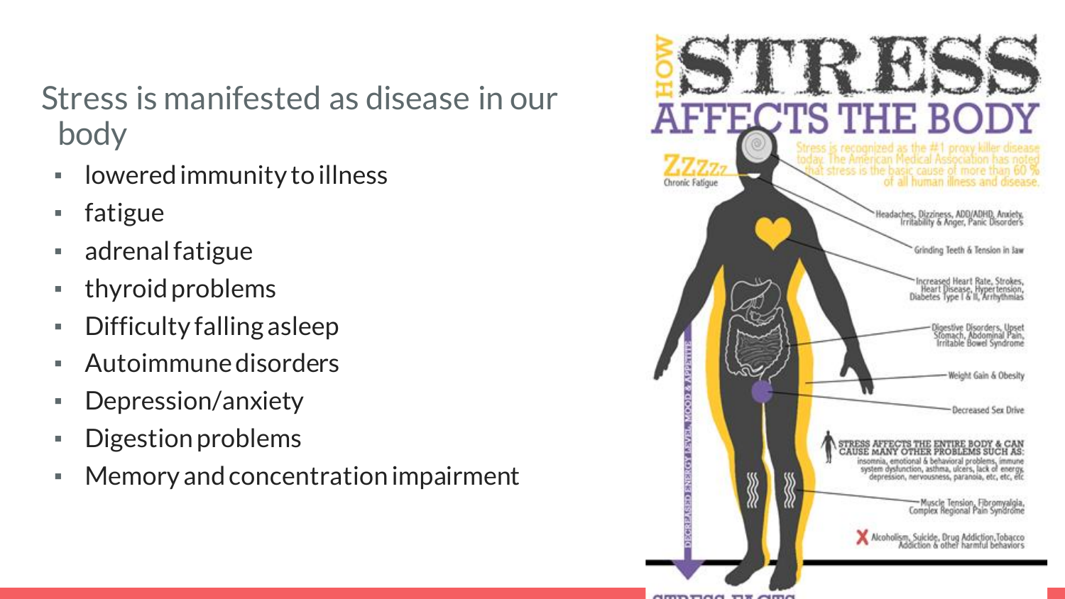## Stress is manifested as disease in our body

- lowered immunity to illness
- fatigue
- adrenal fatigue
- thyroid problems
- Difficulty falling asleep
- Autoimmune disorders
- Depression/anxiety
- Digestion problems
- Memory and concentration impairment

# HOW STRESS AFFECTS THE BODY

Stress is recognized as the #1 proxy killer disease today. The American Medical Association has noted that stress is the basic cause of more than 60 % of all human illness and disease.

ZZzzz Chronic Fatigue

- Headaches, Dizziness, ADD/ADHD, Anxiety, Irritability & Anger, Panic Disorders
- Grinding Teeth & Tension in Jaw
- Increased Heart Rate, Strokes, Heart Disease, Hypertension, Diabetes Type I & II, Arrhythmias
- Digestive Disorders, Upset Stomach, Abdominal Pain, Irritable Bowel Syndrome
- Weight Gain & Obesity
- Decreased Sex Drive

STRESS AFFECTS THE ENTIRE BODY & CAN CAUSE MANY OTHER PROBLEMS SUCH AS: insomnia, emotional & behavioral problems, immune system dysfunction, asthma, ulcers, lack of energy, depression, nervousness, paranoia, etc, etc, etc

- Muscle Tension, Fibromyalgia, Complex Regional Pain Syndrome
- Alcoholism, Suicide, Drug Addiction, Tobacco Addiction & other harmful behaviors

DECREASED ENERGY LEVEL, MOOD & APPETITE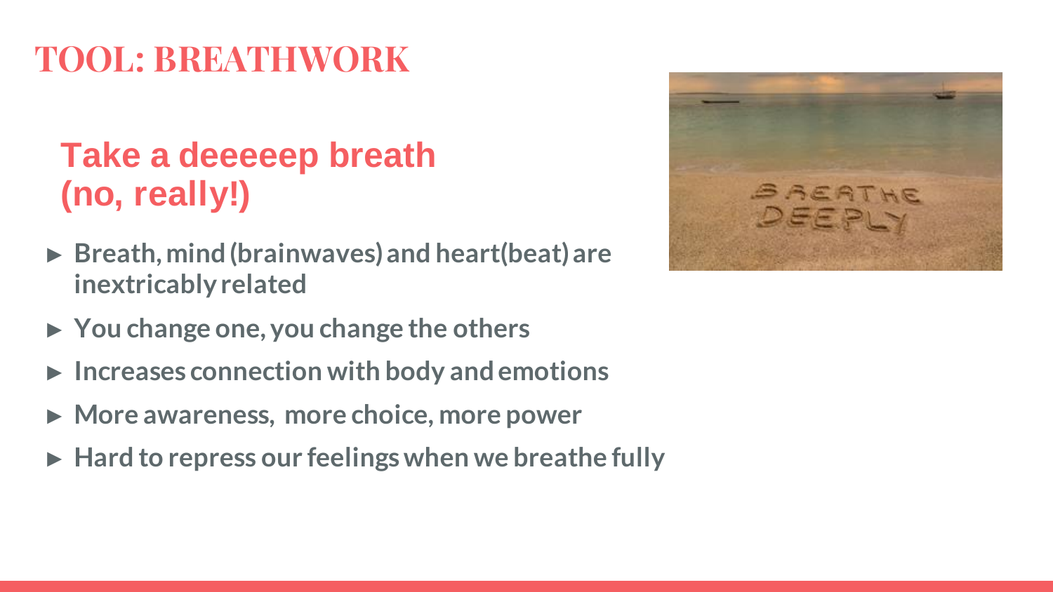# TOOL: BREATHWORK

## Take a deeeeep breath (no, really!)

- **Breath, mind (brainwaves) and heart(beat) are inextricably related**
- **You change one, you change the others**
- **Increases connection with body and emotions**
- **More awareness, more choice, more power**
- **Hard to repress our feelings when we breathe fully**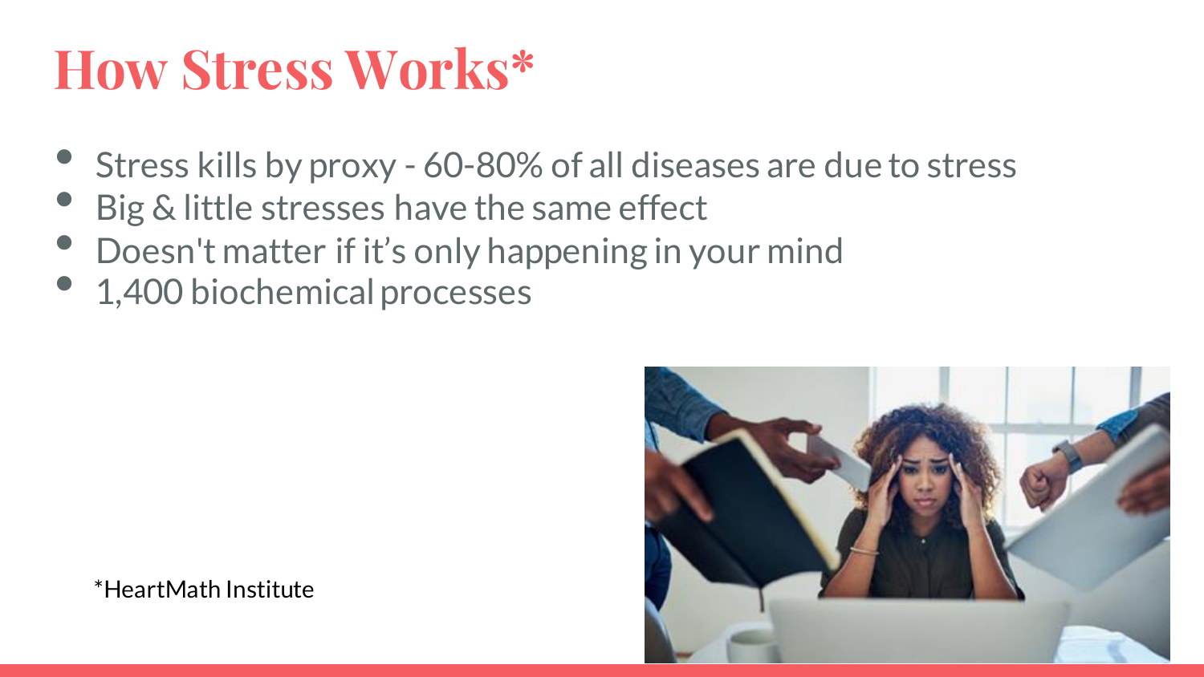# How Stress Works*

- Stress kills by proxy - 60-80% of all diseases are due to stress
- Big & little stresses have the same effect
- Doesn't matter if it’s only happening in your mind
- 1,400 biochemical processes

*HeartMath Institute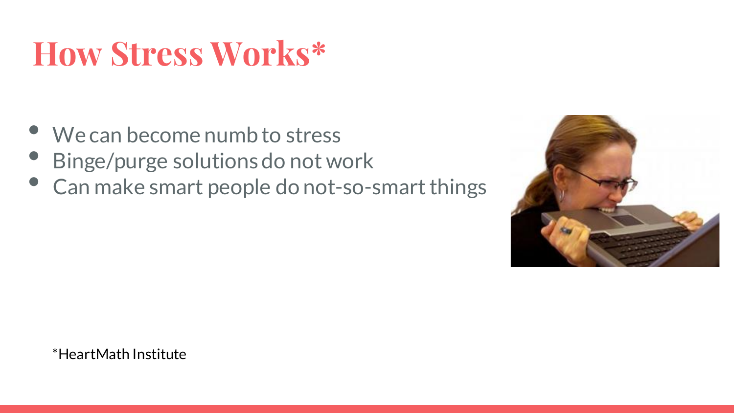# How Stress Works*

- We can become numb to stress
- Binge/purge solutions do not work
- Can make smart people do not-so-smart things

*HeartMath Institute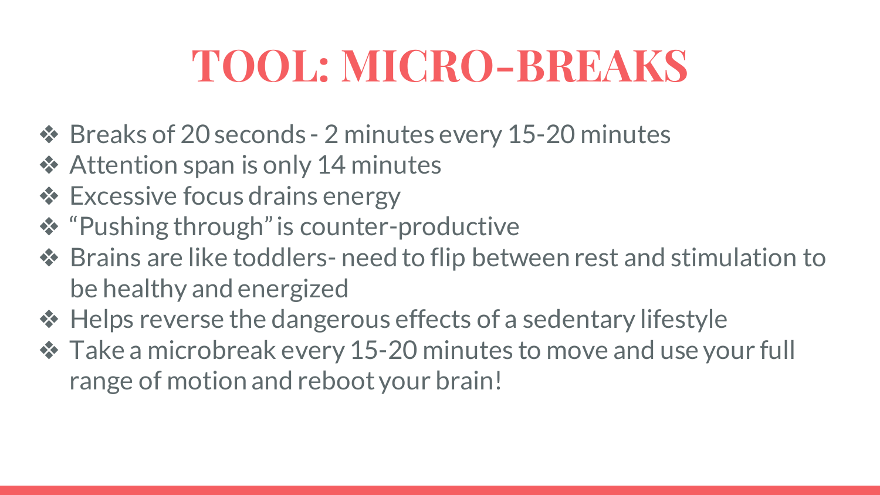# TOOL: MICRO-BREAKS

- Breaks of 20 seconds - 2 minutes every 15-20 minutes
- Attention span is only 14 minutes
- Excessive focus drains energy
- "Pushing through" is counter-productive
- Brains are like toddlers- need to flip between rest and stimulation to be healthy and energized
- Helps reverse the dangerous effects of a sedentary lifestyle
- Take a microbreak every 15-20 minutes to move and use your full range of motion and reboot your brain!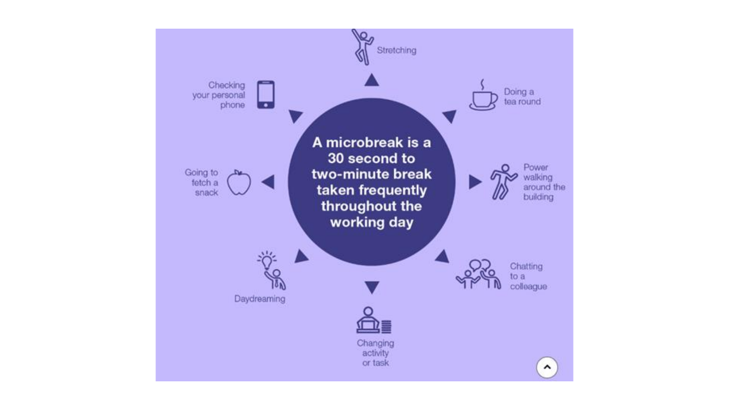**A microbreak is a 30 second to two-minute break taken frequently throughout the working day**

- Stretching
- Doing a tea round
- Power walking around the building
- Chatting to a colleague
- Changing activity or task
- Daydreaming
- Going to fetch a snack
- Checking your personal phone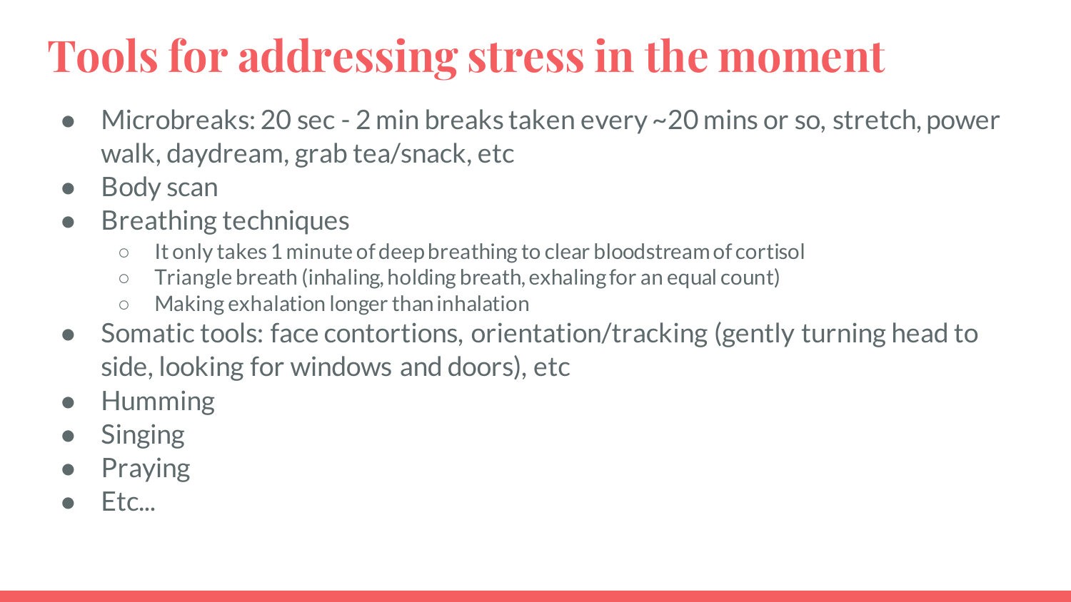# Tools for addressing stress in the moment

- Microbreaks: 20 sec - 2 min breaks taken every ~20 mins or so, stretch, power walk, daydream, grab tea/snack, etc
- Body scan
- Breathing techniques
    - It only takes 1 minute of deep breathing to clear bloodstream of cortisol
    - Triangle breath (inhaling, holding breath, exhaling for an equal count)
    - Making exhalation longer than inhalation
- Somatic tools: face contortions, orientation/tracking (gently turning head to side, looking for windows and doors), etc
- Humming
- Singing
- Praying
- Etc...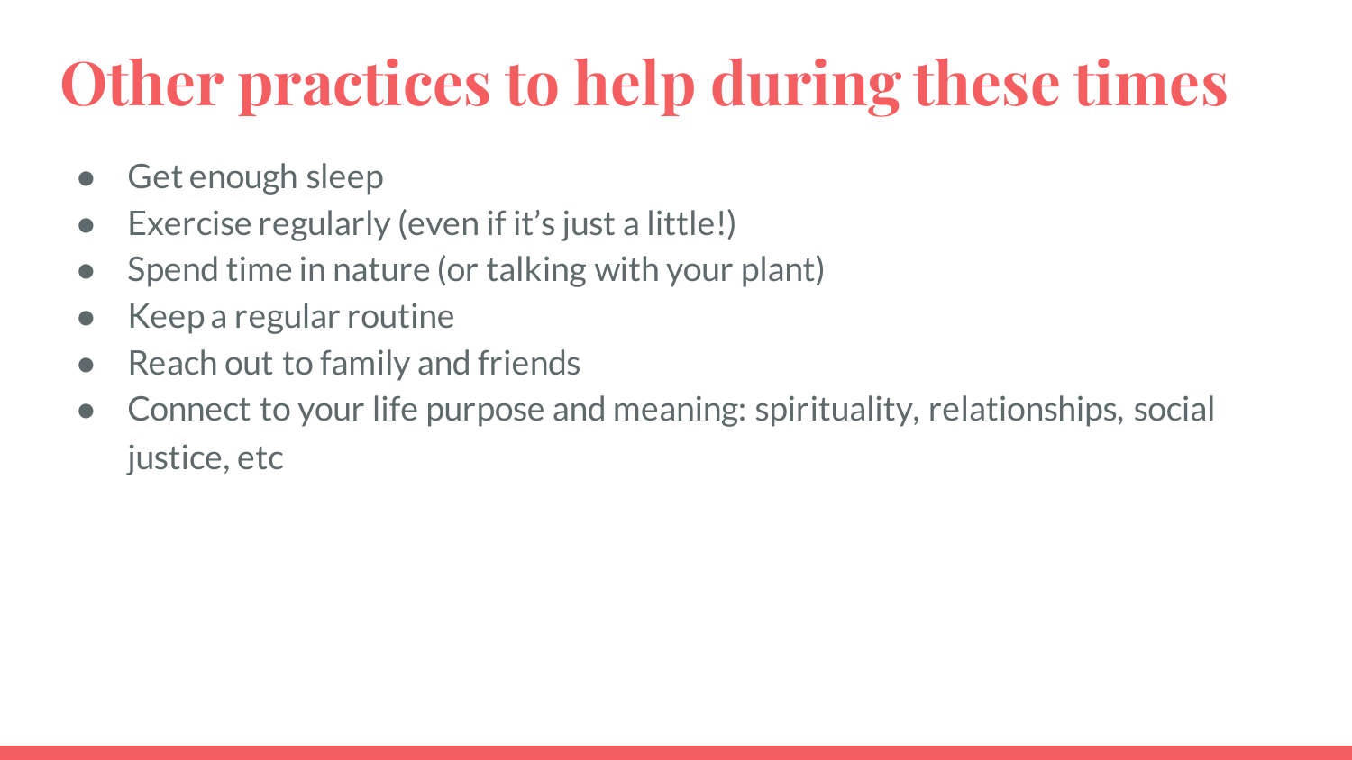# Other practices to help during these times

- Get enough sleep
- Exercise regularly (even if it's just a little!)
- Spend time in nature (or talking with your plant)
- Keep a regular routine
- Reach out to family and friends
- Connect to your life purpose and meaning: spirituality, relationships, social justice, etc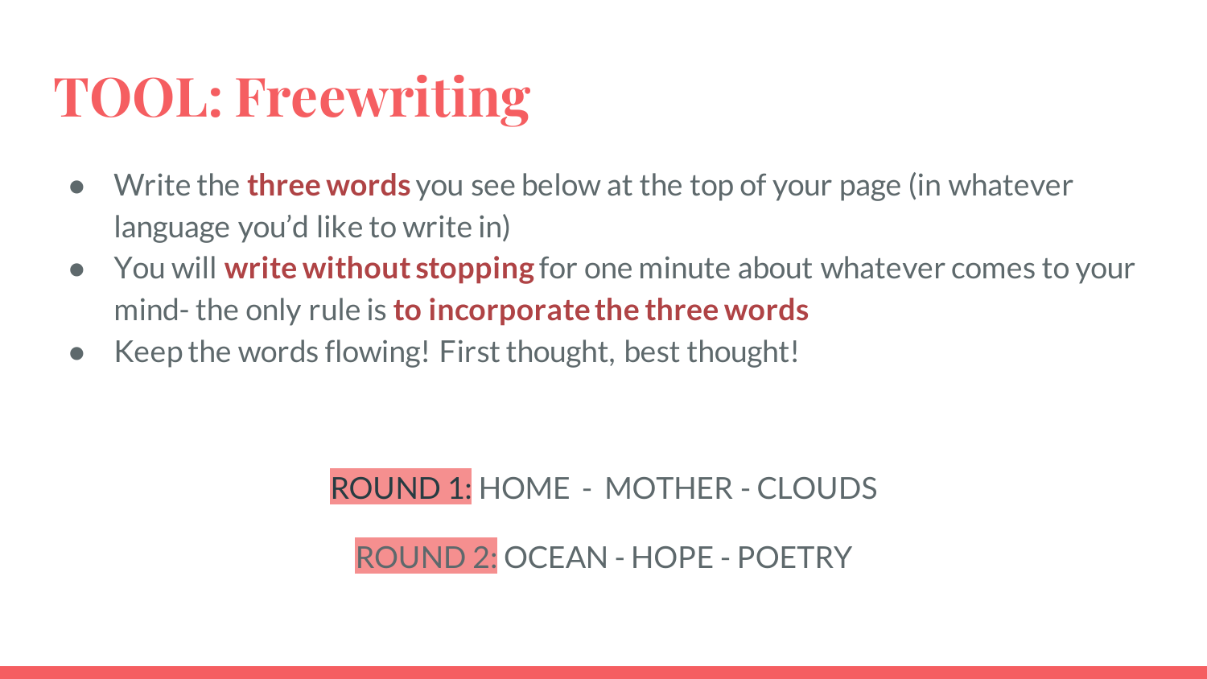# TOOL: Freewriting

- Write the **three words** you see below at the top of your page (in whatever language you'd like to write in)
- You will **write without stopping** for one minute about whatever comes to your mind- the only rule is **to incorporate the three words**
- Keep the words flowing! First thought, best thought!

ROUND 1: HOME - MOTHER - CLOUDS

ROUND 2: OCEAN - HOPE - POETRY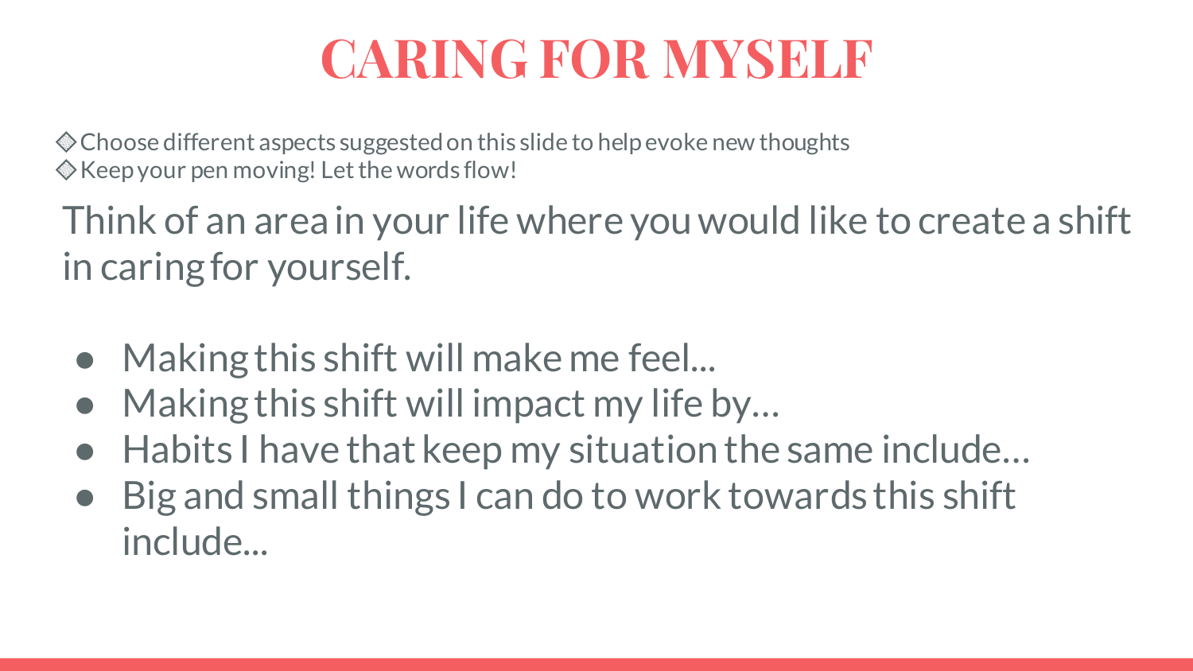# CARING FOR MYSELF

◈ Choose different aspects suggested on this slide to help evoke new thoughts
◈ Keep your pen moving! Let the words flow!

Think of an area in your life where you would like to create a shift in caring for yourself.

- Making this shift will make me feel...
- Making this shift will impact my life by…
- Habits I have that keep my situation the same include…
- Big and small things I can do to work towards this shift include...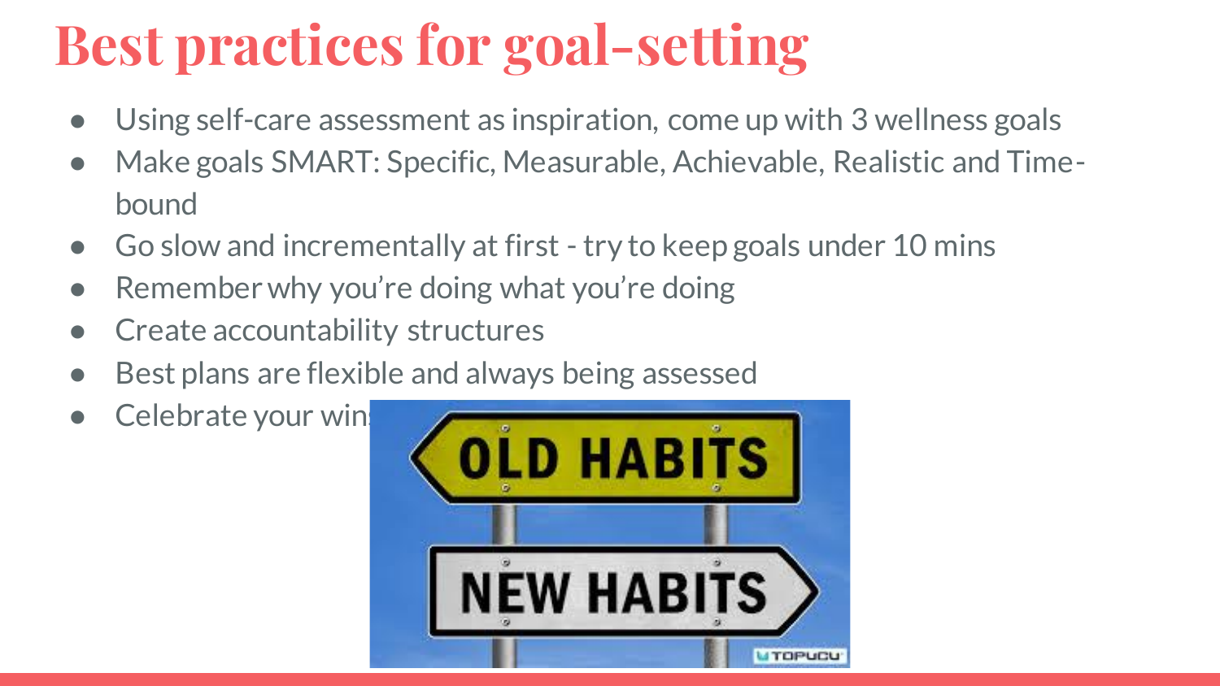# Best practices for goal-setting

- Using self-care assessment as inspiration, come up with 3 wellness goals
- Make goals SMART: Specific, Measurable, Achievable, Realistic and Time-bound
- Go slow and incrementally at first - try to keep goals under 10 mins
- Remember why you're doing what you're doing
- Create accountability structures
- Best plans are flexible and always being assessed
- Celebrate your wins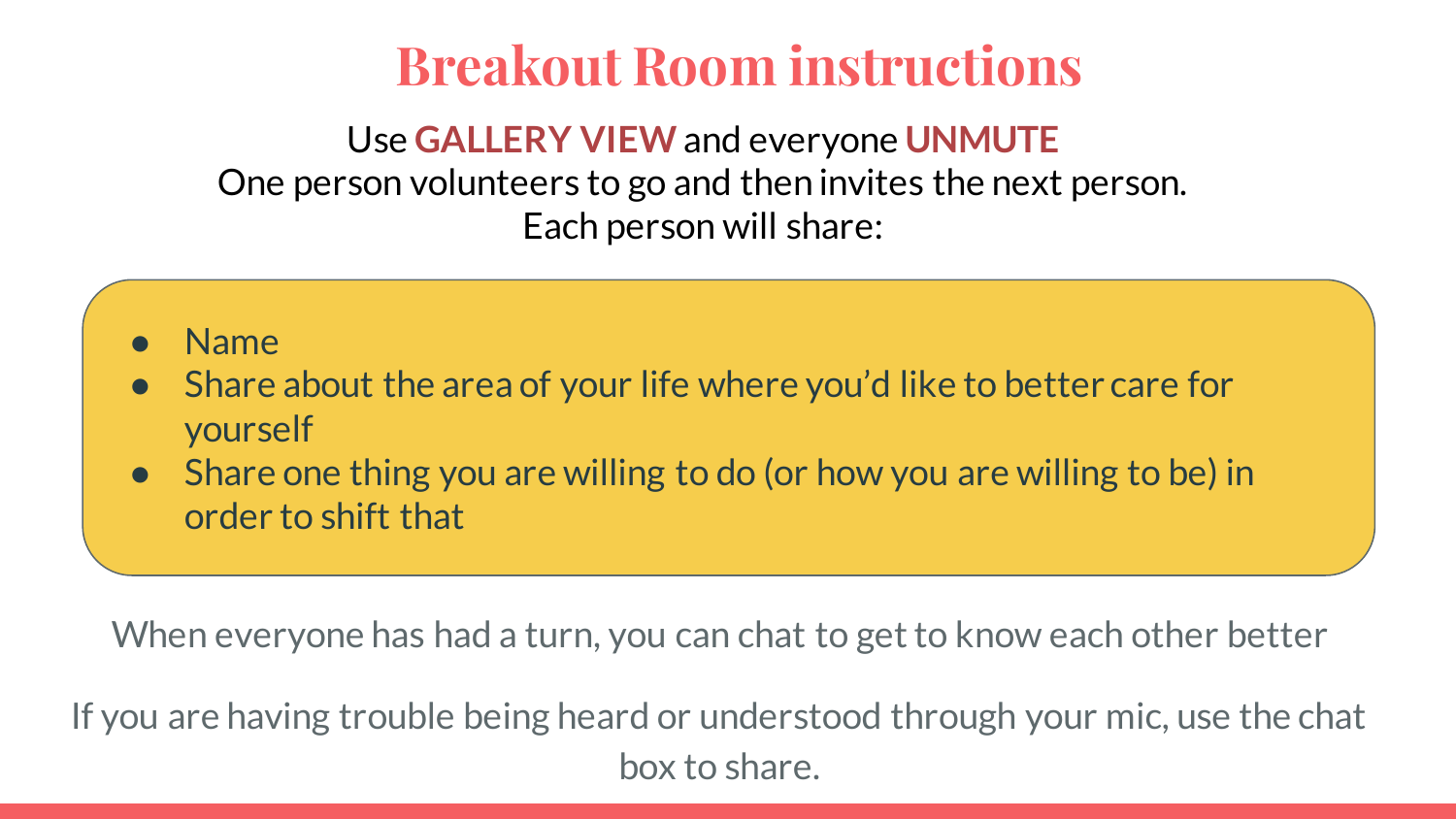# Breakout Room instructions

Use **GALLERY VIEW** and everyone **UNMUTE**
One person volunteers to go and then invites the next person.
Each person will share:

- Name
- Share about the area of your life where you'd like to better care for yourself
- Share one thing you are willing to do (or how you are willing to be) in order to shift that

When everyone has had a turn, you can chat to get to know each other better

If you are having trouble being heard or understood through your mic, use the chat box to share.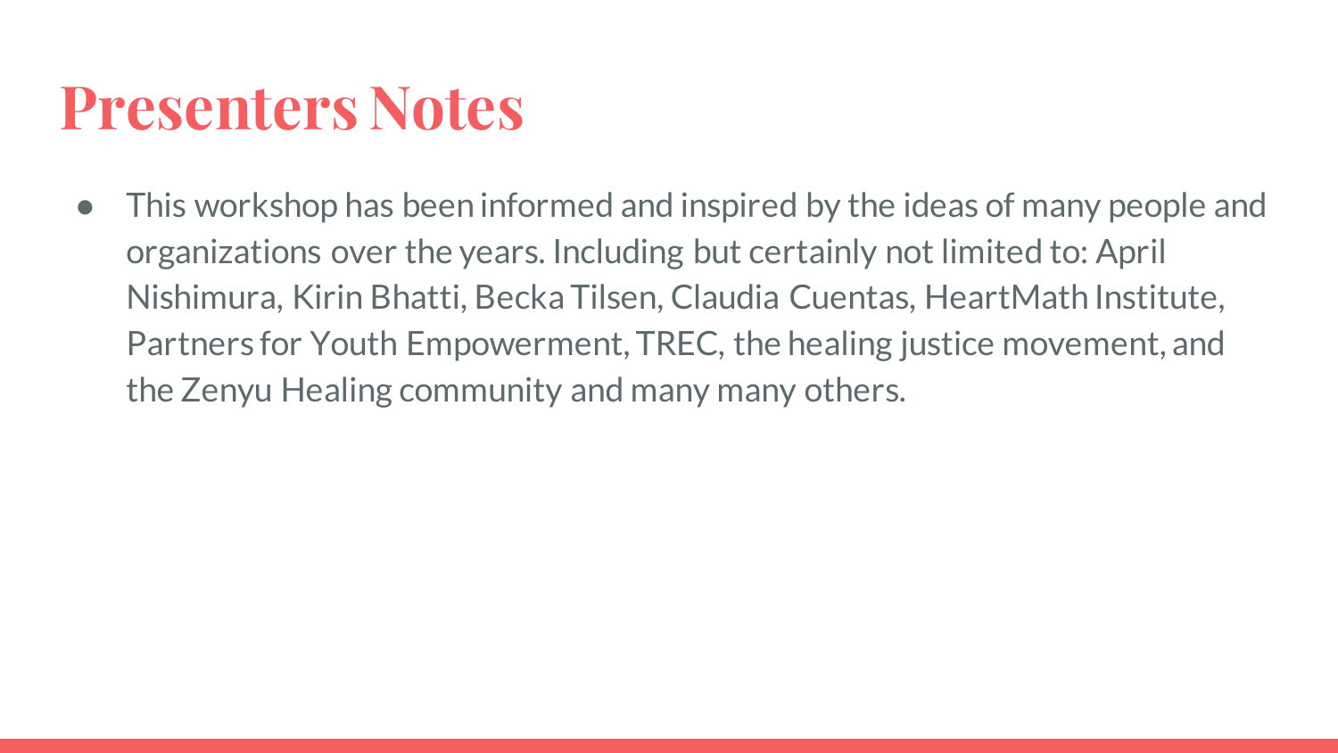# Presenters Notes

- This workshop has been informed and inspired by the ideas of many people and organizations over the years. Including but certainly not limited to: April Nishimura, Kirin Bhatti, Becka Tilsen, Claudia Cuentas, HeartMath Institute, Partners for Youth Empowerment, TREC, the healing justice movement, and the Zenyu Healing community and many many others.